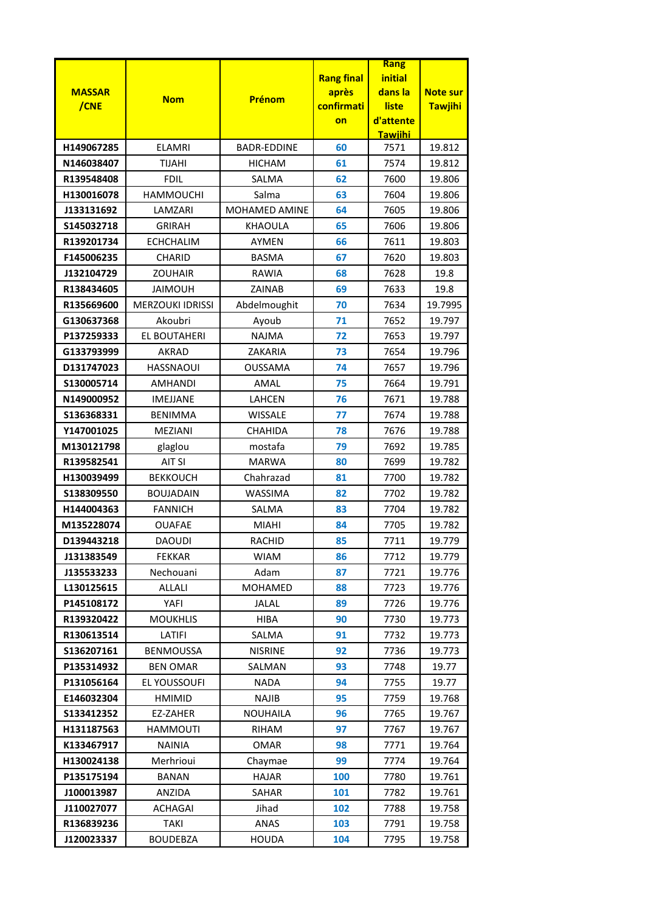| MASSAR /CNE | Nom | Prénom | Rang final après confirmation | Rang initial dans la liste d'attente Tawjihi | Note sur Tawjihi |
|---|---|---|---|---|---|
| H149067285 | ELAMRI | BADR-EDDINE | 60 | 7571 | 19.812 |
| N146038407 | TIJAHI | HICHAM | 61 | 7574 | 19.812 |
| R139548408 | FDIL | SALMA | 62 | 7600 | 19.806 |
| H130016078 | HAMMOUCHI | Salma | 63 | 7604 | 19.806 |
| J133131692 | LAMZARI | MOHAMED AMINE | 64 | 7605 | 19.806 |
| S145032718 | GRIRAH | KHAOULA | 65 | 7606 | 19.806 |
| R139201734 | ECHCHALIM | AYMEN | 66 | 7611 | 19.803 |
| F145006235 | CHARID | BASMA | 67 | 7620 | 19.803 |
| J132104729 | ZOUHAIR | RAWIA | 68 | 7628 | 19.8 |
| R138434605 | JAIMOUH | ZAINAB | 69 | 7633 | 19.8 |
| R135669600 | MERZOUKI IDRISSI | Abdelmoughit | 70 | 7634 | 19.7995 |
| G130637368 | Akoubri | Ayoub | 71 | 7652 | 19.797 |
| P137259333 | EL BOUTAHERI | NAJMA | 72 | 7653 | 19.797 |
| G133793999 | AKRAD | ZAKARIA | 73 | 7654 | 19.796 |
| D131747023 | HASSNAOUI | OUSSAMA | 74 | 7657 | 19.796 |
| S130005714 | AMHANDI | AMAL | 75 | 7664 | 19.791 |
| N149000952 | IMEJJANE | LAHCEN | 76 | 7671 | 19.788 |
| S136368331 | BENIMMA | WISSALE | 77 | 7674 | 19.788 |
| Y147001025 | MEZIANI | CHAHIDA | 78 | 7676 | 19.788 |
| M130121798 | glaglou | mostafa | 79 | 7692 | 19.785 |
| R139582541 | AIT SI | MARWA | 80 | 7699 | 19.782 |
| H130039499 | BEKKOUCH | Chahrazad | 81 | 7700 | 19.782 |
| S138309550 | BOUJADAIN | WASSIMA | 82 | 7702 | 19.782 |
| H144004363 | FANNICH | SALMA | 83 | 7704 | 19.782 |
| M135228074 | OUAFAE | MIAHI | 84 | 7705 | 19.782 |
| D139443218 | DAOUDI | RACHID | 85 | 7711 | 19.779 |
| J131383549 | FEKKAR | WIAM | 86 | 7712 | 19.779 |
| J135533233 | Nechouani | Adam | 87 | 7721 | 19.776 |
| L130125615 | ALLALI | MOHAMED | 88 | 7723 | 19.776 |
| P145108172 | YAFI | JALAL | 89 | 7726 | 19.776 |
| R139320422 | MOUKHLIS | HIBA | 90 | 7730 | 19.773 |
| R130613514 | LATIFI | SALMA | 91 | 7732 | 19.773 |
| S136207161 | BENMOUSSA | NISRINE | 92 | 7736 | 19.773 |
| P135314932 | BEN OMAR | SALMAN | 93 | 7748 | 19.77 |
| P131056164 | EL YOUSSOUFI | NADA | 94 | 7755 | 19.77 |
| E146032304 | HMIMID | NAJIB | 95 | 7759 | 19.768 |
| S133412352 | EZ-ZAHER | NOUHAILA | 96 | 7765 | 19.767 |
| H131187563 | HAMMOUTI | RIHAM | 97 | 7767 | 19.767 |
| K133467917 | NAINIA | OMAR | 98 | 7771 | 19.764 |
| H130024138 | Merhrioui | Chaymae | 99 | 7774 | 19.764 |
| P135175194 | BANAN | HAJAR | 100 | 7780 | 19.761 |
| J100013987 | ANZIDA | SAHAR | 101 | 7782 | 19.761 |
| J110027077 | ACHAGAI | Jihad | 102 | 7788 | 19.758 |
| R136839236 | TAKI | ANAS | 103 | 7791 | 19.758 |
| J120023337 | BOUDEBZA | HOUDA | 104 | 7795 | 19.758 |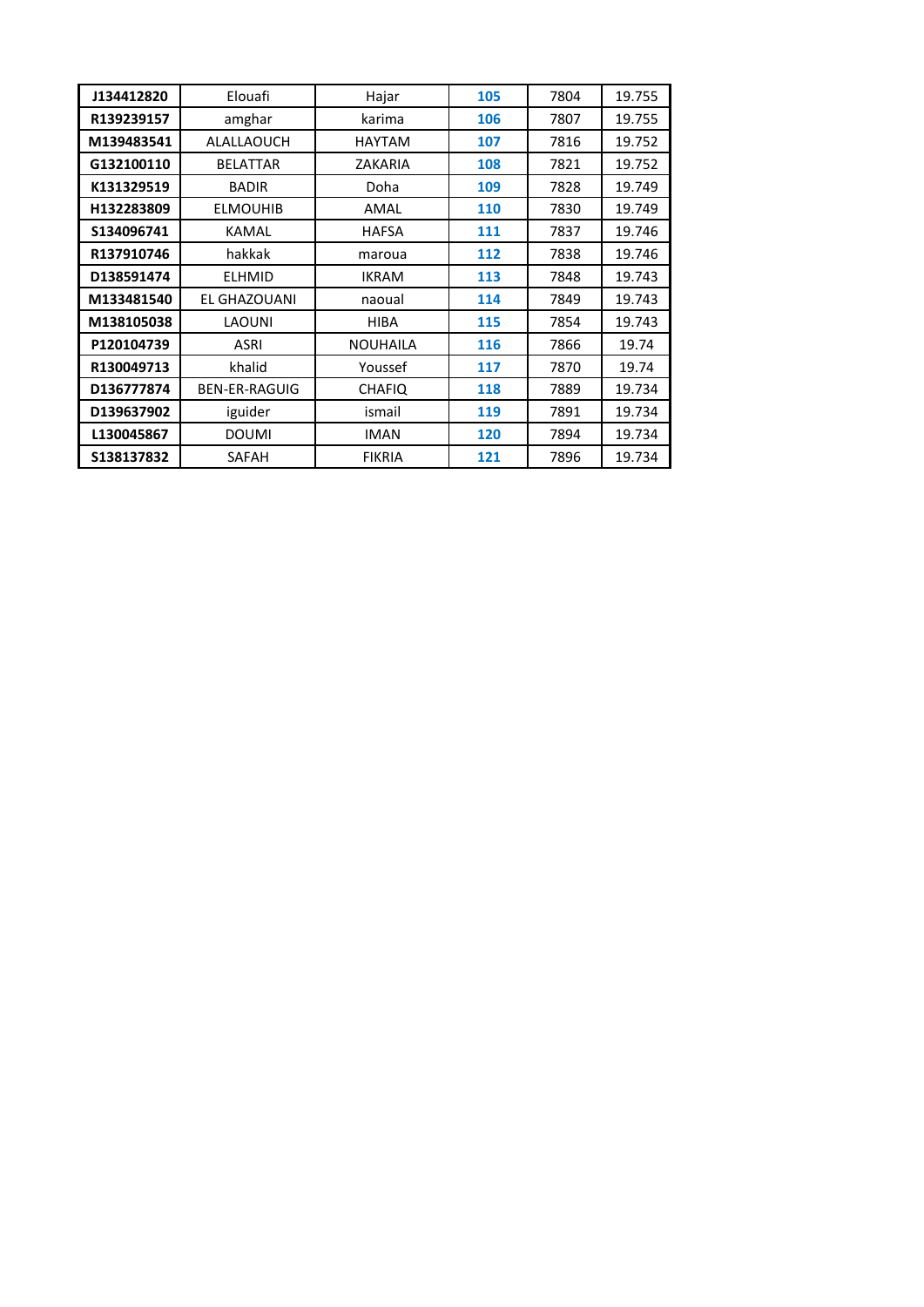| | | | | | |
|---|---|---|---|---|---|
| **J134412820** | Elouafi | Hajar | **105** | 7804 | 19.755 |
| **R139239157** | amghar | karima | **106** | 7807 | 19.755 |
| **M139483541** | ALALLAOUCH | HAYTAM | **107** | 7816 | 19.752 |
| **G132100110** | BELATTAR | ZAKARIA | **108** | 7821 | 19.752 |
| **K131329519** | BADIR | Doha | **109** | 7828 | 19.749 |
| **H132283809** | ELMOUHIB | AMAL | **110** | 7830 | 19.749 |
| **S134096741** | KAMAL | HAFSA | **111** | 7837 | 19.746 |
| **R137910746** | hakkak | maroua | **112** | 7838 | 19.746 |
| **D138591474** | ELHMID | IKRAM | **113** | 7848 | 19.743 |
| **M133481540** | EL GHAZOUANI | naoual | **114** | 7849 | 19.743 |
| **M138105038** | LAOUNI | HIBA | **115** | 7854 | 19.743 |
| **P120104739** | ASRI | NOUHAILA | **116** | 7866 | 19.74 |
| **R130049713** | khalid | Youssef | **117** | 7870 | 19.74 |
| **D136777874** | BEN-ER-RAGUIG | CHAFIQ | **118** | 7889 | 19.734 |
| **D139637902** | iguider | ismail | **119** | 7891 | 19.734 |
| **L130045867** | DOUMI | IMAN | **120** | 7894 | 19.734 |
| **S138137832** | SAFAH | FIKRIA | **121** | 7896 | 19.734 |